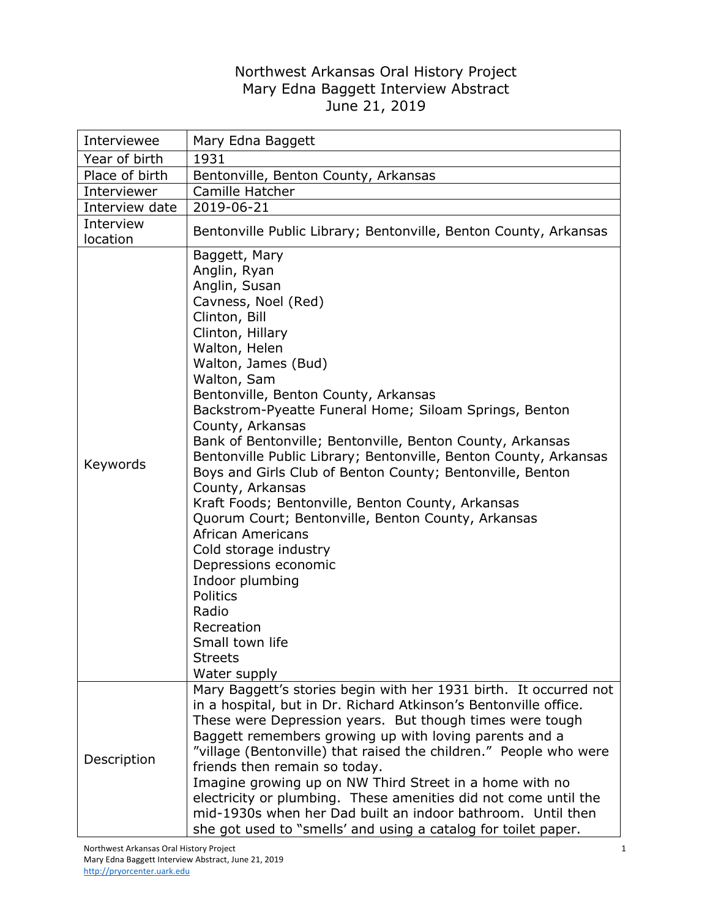# Northwest Arkansas Oral History Project
# Mary Edna Baggett Interview Abstract
# June 21, 2019

| | |
|---|---|
| Interviewee | Mary Edna Baggett |
| Year of birth | 1931 |
| Place of birth | Bentonville, Benton County, Arkansas |
| Interviewer | Camille Hatcher |
| Interview date | 2019-06-21 |
| Interview location | Bentonville Public Library; Bentonville, Benton County, Arkansas |
| Keywords | Baggett, Mary<br>Anglin, Ryan<br>Anglin, Susan<br>Cavness, Noel (Red)<br>Clinton, Bill<br>Clinton, Hillary<br>Walton, Helen<br>Walton, James (Bud)<br>Walton, Sam<br>Bentonville, Benton County, Arkansas<br>Backstrom-Pyeatte Funeral Home; Siloam Springs, Benton County, Arkansas<br>Bank of Bentonville; Bentonville, Benton County, Arkansas<br>Bentonville Public Library; Bentonville, Benton County, Arkansas<br>Boys and Girls Club of Benton County; Bentonville, Benton County, Arkansas<br>Kraft Foods; Bentonville, Benton County, Arkansas<br>Quorum Court; Bentonville, Benton County, Arkansas<br>African Americans<br>Cold storage industry<br>Depressions economic<br>Indoor plumbing<br>Politics<br>Radio<br>Recreation<br>Small town life<br>Streets<br>Water supply |
| Description | Mary Baggett's stories begin with her 1931 birth. It occurred not in a hospital, but in Dr. Richard Atkinson's Bentonville office. These were Depression years. But though times were tough Baggett remembers growing up with loving parents and a "village (Bentonville) that raised the children." People who were friends then remain so today.<br>Imagine growing up on NW Third Street in a home with no electricity or plumbing. These amenities did not come until the mid-1930s when her Dad built an indoor bathroom. Until then she got used to "smells' and using a catalog for toilet paper. |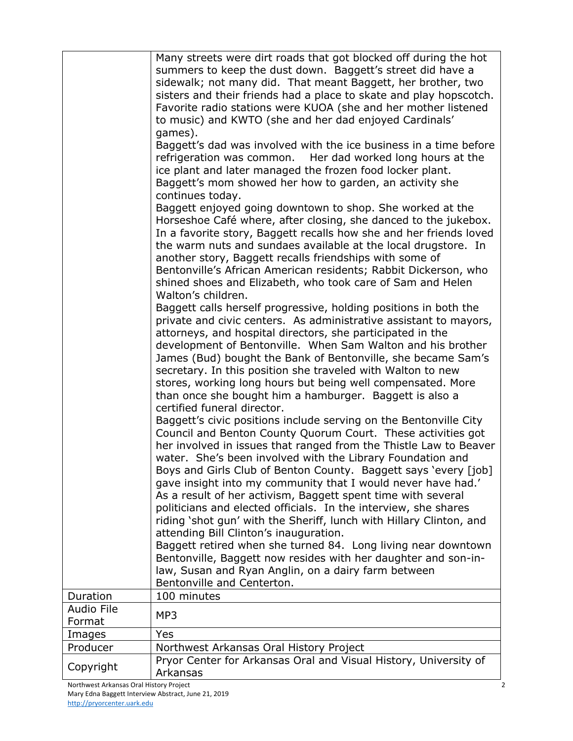| | |
|---|---|
| | Many streets were dirt roads that got blocked off during the hot summers to keep the dust down. Baggett's street did have a sidewalk; not many did. That meant Baggett, her brother, two sisters and their friends had a place to skate and play hopscotch. Favorite radio stations were KUOA (she and her mother listened to music) and KWTO (she and her dad enjoyed Cardinals' games).<br>Baggett's dad was involved with the ice business in a time before refrigeration was common. Her dad worked long hours at the ice plant and later managed the frozen food locker plant. Baggett's mom showed her how to garden, an activity she continues today.<br>Baggett enjoyed going downtown to shop. She worked at the Horseshoe Café where, after closing, she danced to the jukebox. In a favorite story, Baggett recalls how she and her friends loved the warm nuts and sundaes available at the local drugstore. In another story, Baggett recalls friendships with some of Bentonville's African American residents; Rabbit Dickerson, who shined shoes and Elizabeth, who took care of Sam and Helen Walton's children.<br>Baggett calls herself progressive, holding positions in both the private and civic centers. As administrative assistant to mayors, attorneys, and hospital directors, she participated in the development of Bentonville. When Sam Walton and his brother James (Bud) bought the Bank of Bentonville, she became Sam's secretary. In this position she traveled with Walton to new stores, working long hours but being well compensated. More than once she bought him a hamburger. Baggett is also a certified funeral director.<br>Baggett's civic positions include serving on the Bentonville City Council and Benton County Quorum Court. These activities got her involved in issues that ranged from the Thistle Law to Beaver water. She's been involved with the Library Foundation and Boys and Girls Club of Benton County. Baggett says 'every [job] gave insight into my community that I would never have had.' As a result of her activism, Baggett spent time with several politicians and elected officials. In the interview, she shares riding 'shot gun' with the Sheriff, lunch with Hillary Clinton, and attending Bill Clinton's inauguration.<br>Baggett retired when she turned 84. Long living near downtown Bentonville, Baggett now resides with her daughter and son-in-law, Susan and Ryan Anglin, on a dairy farm between Bentonville and Centerton. |
| Duration | 100 minutes |
| Audio File Format | MP3 |
| Images | Yes |
| Producer | Northwest Arkansas Oral History Project |
| Copyright | Pryor Center for Arkansas Oral and Visual History, University of Arkansas |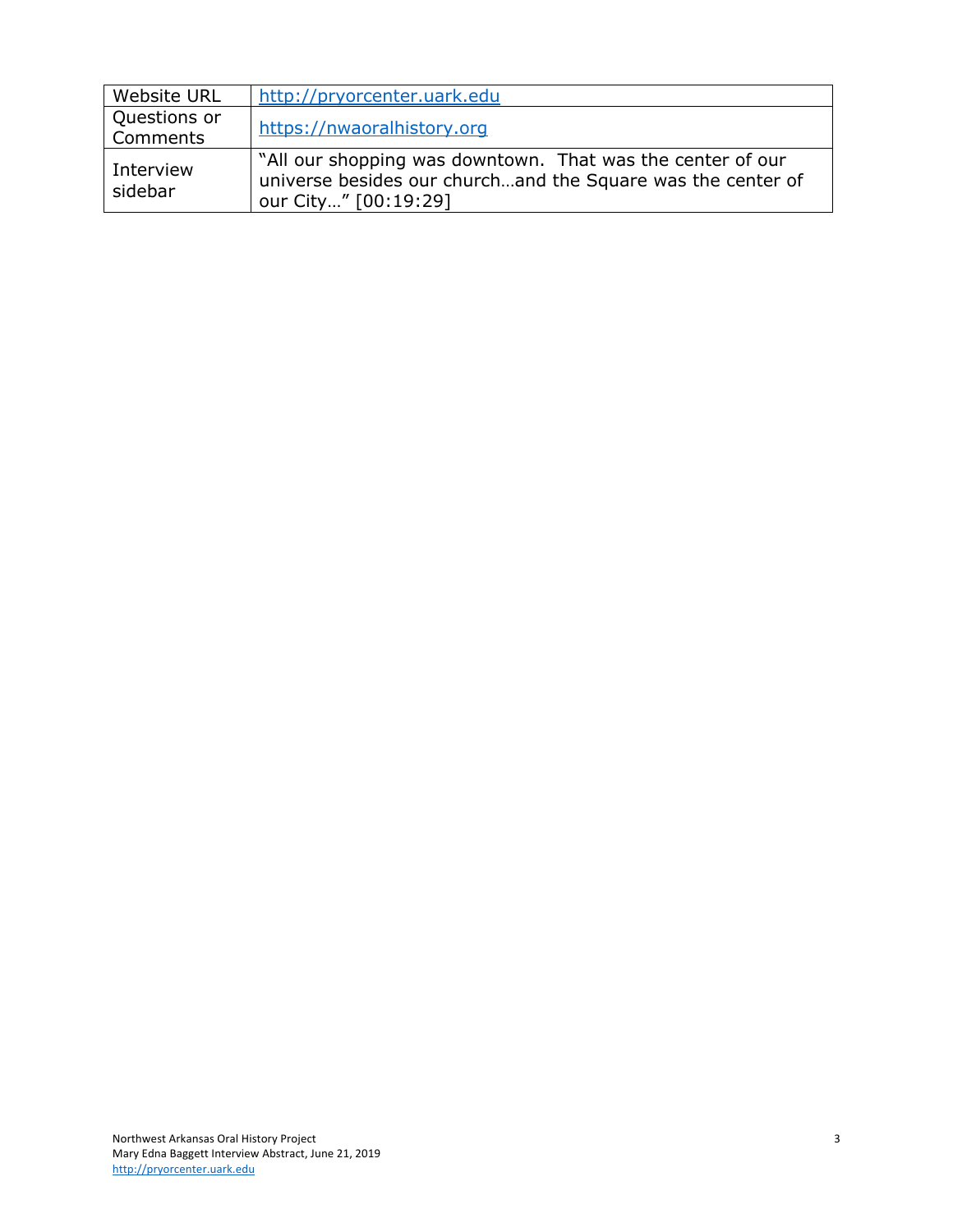| | |
|---|---|
| Website URL | http://pryorcenter.uark.edu |
| Questions or Comments | https://nwaoralhistory.org |
| Interview sidebar | "All our shopping was downtown. That was the center of our universe besides our church…and the Square was the center of our City…" [00:19:29] |